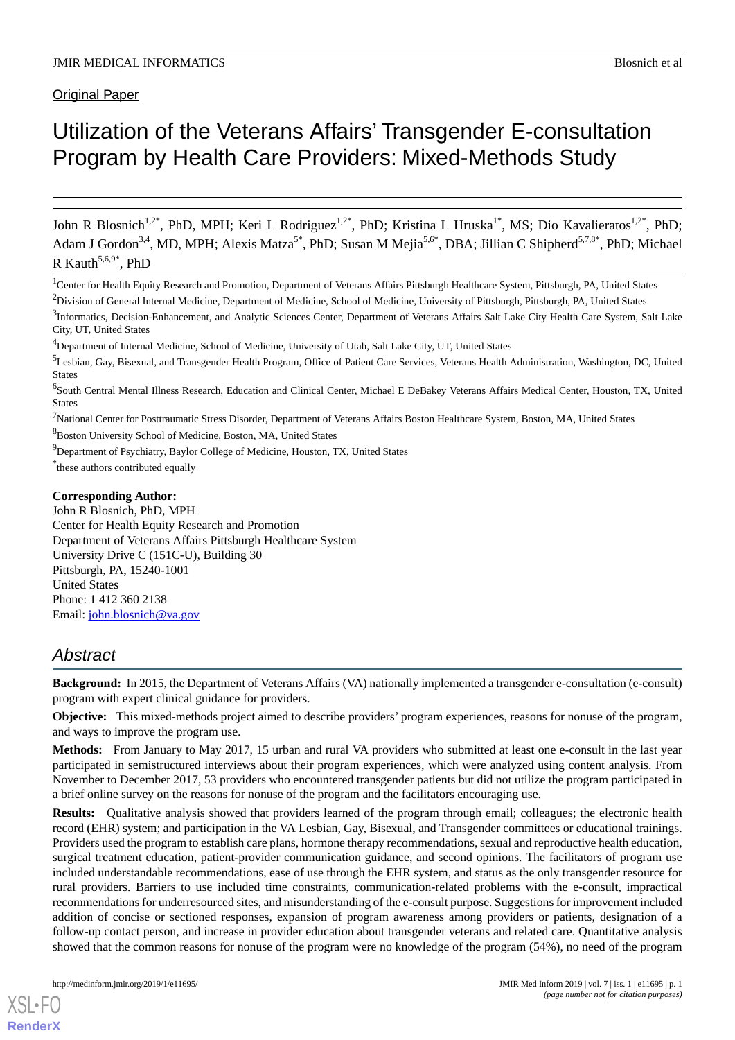Original Paper

# Utilization of the Veterans Affairs' Transgender E-consultation Program by Health Care Providers: Mixed-Methods Study

John R Blosnich[1,2*], PhD, MPH; Keri L Rodriguez[1,2*], PhD; Kristina L Hruska[1*], MS; Dio Kavalieratos[1,2*], PhD; Adam J Gordon[3,4], MD, MPH; Alexis Matza[5*], PhD; Susan M Mejia[5,6*], DBA; Jillian C Shipherd[5,7,8*], PhD; Michael R Kauth[5,6,9*], PhD

[1]Center for Health Equity Research and Promotion, Department of Veterans Affairs Pittsburgh Healthcare System, Pittsburgh, PA, United States

[2]Division of General Internal Medicine, Department of Medicine, School of Medicine, University of Pittsburgh, Pittsburgh, PA, United States

[3]Informatics, Decision-Enhancement, and Analytic Sciences Center, Department of Veterans Affairs Salt Lake City Health Care System, Salt Lake City, UT, United States

[4]Department of Internal Medicine, School of Medicine, University of Utah, Salt Lake City, UT, United States

[5]Lesbian, Gay, Bisexual, and Transgender Health Program, Office of Patient Care Services, Veterans Health Administration, Washington, DC, United States

[6]South Central Mental Illness Research, Education and Clinical Center, Michael E DeBakey Veterans Affairs Medical Center, Houston, TX, United States

[7]National Center for Posttraumatic Stress Disorder, Department of Veterans Affairs Boston Healthcare System, Boston, MA, United States

[8]Boston University School of Medicine, Boston, MA, United States

[9]Department of Psychiatry, Baylor College of Medicine, Houston, TX, United States

*these authors contributed equally

**Corresponding Author:**
John R Blosnich, PhD, MPH
Center for Health Equity Research and Promotion
Department of Veterans Affairs Pittsburgh Healthcare System
University Drive C (151C-U), Building 30
Pittsburgh, PA, 15240-1001
United States
Phone: 1 412 360 2138
Email: john.blosnich@va.gov

## Abstract

**Background:** In 2015, the Department of Veterans Affairs (VA) nationally implemented a transgender e-consultation (e-consult) program with expert clinical guidance for providers.

**Objective:** This mixed-methods project aimed to describe providers' program experiences, reasons for nonuse of the program, and ways to improve the program use.

**Methods:** From January to May 2017, 15 urban and rural VA providers who submitted at least one e-consult in the last year participated in semistructured interviews about their program experiences, which were analyzed using content analysis. From November to December 2017, 53 providers who encountered transgender patients but did not utilize the program participated in a brief online survey on the reasons for nonuse of the program and the facilitators encouraging use.

**Results:** Qualitative analysis showed that providers learned of the program through email; colleagues; the electronic health record (EHR) system; and participation in the VA Lesbian, Gay, Bisexual, and Transgender committees or educational trainings. Providers used the program to establish care plans, hormone therapy recommendations, sexual and reproductive health education, surgical treatment education, patient-provider communication guidance, and second opinions. The facilitators of program use included understandable recommendations, ease of use through the EHR system, and status as the only transgender resource for rural providers. Barriers to use included time constraints, communication-related problems with the e-consult, impractical recommendations for underresourced sites, and misunderstanding of the e-consult purpose. Suggestions for improvement included addition of concise or sectioned responses, expansion of program awareness among providers or patients, designation of a follow-up contact person, and increase in provider education about transgender veterans and related care. Quantitative analysis showed that the common reasons for nonuse of the program were no knowledge of the program (54%), no need of the program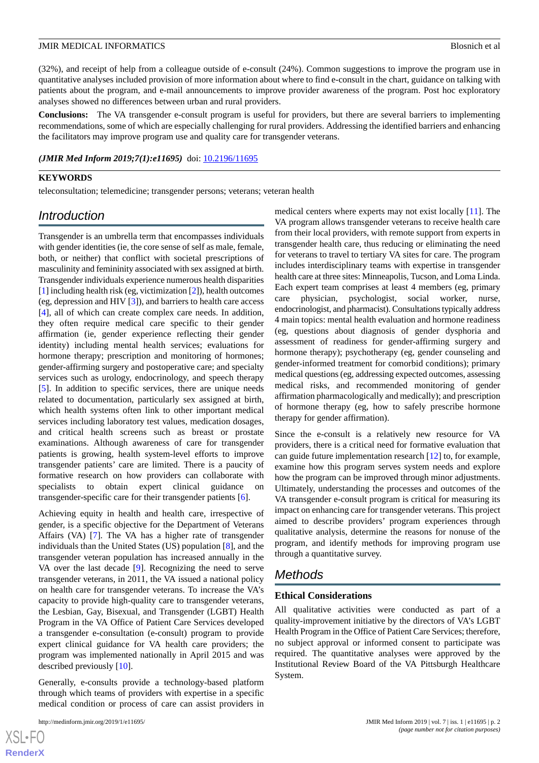(32%), and receipt of help from a colleague outside of e-consult (24%). Common suggestions to improve the program use in quantitative analyses included provision of more information about where to find e-consult in the chart, guidance on talking with patients about the program, and e-mail announcements to improve provider awareness of the program. Post hoc exploratory analyses showed no differences between urban and rural providers.

**Conclusions:** The VA transgender e-consult program is useful for providers, but there are several barriers to implementing recommendations, some of which are especially challenging for rural providers. Addressing the identified barriers and enhancing the facilitators may improve program use and quality care for transgender veterans.

***(JMIR Med Inform 2019;7(1):e11695)*** doi: 10.2196/11695

**KEYWORDS**

teleconsultation; telemedicine; transgender persons; veterans; veteran health

## Introduction

Transgender is an umbrella term that encompasses individuals with gender identities (ie, the core sense of self as male, female, both, or neither) that conflict with societal prescriptions of masculinity and femininity associated with sex assigned at birth. Transgender individuals experience numerous health disparities [1] including health risk (eg, victimization [2]), health outcomes (eg, depression and HIV [3]), and barriers to health care access [4], all of which can create complex care needs. In addition, they often require medical care specific to their gender affirmation (ie, gender experience reflecting their gender identity) including mental health services; evaluations for hormone therapy; prescription and monitoring of hormones; gender-affirming surgery and postoperative care; and specialty services such as urology, endocrinology, and speech therapy [5]. In addition to specific services, there are unique needs related to documentation, particularly sex assigned at birth, which health systems often link to other important medical services including laboratory test values, medication dosages, and critical health screens such as breast or prostate examinations. Although awareness of care for transgender patients is growing, health system-level efforts to improve transgender patients' care are limited. There is a paucity of formative research on how providers can collaborate with specialists to obtain expert clinical guidance on transgender-specific care for their transgender patients [6].

Achieving equity in health and health care, irrespective of gender, is a specific objective for the Department of Veterans Affairs (VA) [7]. The VA has a higher rate of transgender individuals than the United States (US) population [8], and the transgender veteran population has increased annually in the VA over the last decade [9]. Recognizing the need to serve transgender veterans, in 2011, the VA issued a national policy on health care for transgender veterans. To increase the VA's capacity to provide high-quality care to transgender veterans, the Lesbian, Gay, Bisexual, and Transgender (LGBT) Health Program in the VA Office of Patient Care Services developed a transgender e-consultation (e-consult) program to provide expert clinical guidance for VA health care providers; the program was implemented nationally in April 2015 and was described previously [10].

Generally, e-consults provide a technology-based platform through which teams of providers with expertise in a specific medical condition or process of care can assist providers in medical centers where experts may not exist locally [11]. The VA program allows transgender veterans to receive health care from their local providers, with remote support from experts in transgender health care, thus reducing or eliminating the need for veterans to travel to tertiary VA sites for care. The program includes interdisciplinary teams with expertise in transgender health care at three sites: Minneapolis, Tucson, and Loma Linda. Each expert team comprises at least 4 members (eg, primary care physician, psychologist, social worker, nurse, endocrinologist, and pharmacist). Consultations typically address 4 main topics: mental health evaluation and hormone readiness (eg, questions about diagnosis of gender dysphoria and assessment of readiness for gender-affirming surgery and hormone therapy); psychotherapy (eg, gender counseling and gender-informed treatment for comorbid conditions); primary medical questions (eg, addressing expected outcomes, assessing medical risks, and recommended monitoring of gender affirmation pharmacologically and medically); and prescription of hormone therapy (eg, how to safely prescribe hormone therapy for gender affirmation).

Since the e-consult is a relatively new resource for VA providers, there is a critical need for formative evaluation that can guide future implementation research [12] to, for example, examine how this program serves system needs and explore how the program can be improved through minor adjustments. Ultimately, understanding the processes and outcomes of the VA transgender e-consult program is critical for measuring its impact on enhancing care for transgender veterans. This project aimed to describe providers' program experiences through qualitative analysis, determine the reasons for nonuse of the program, and identify methods for improving program use through a quantitative survey.

## Methods

### Ethical Considerations

All qualitative activities were conducted as part of a quality-improvement initiative by the directors of VA's LGBT Health Program in the Office of Patient Care Services; therefore, no subject approval or informed consent to participate was required. The quantitative analyses were approved by the Institutional Review Board of the VA Pittsburgh Healthcare System.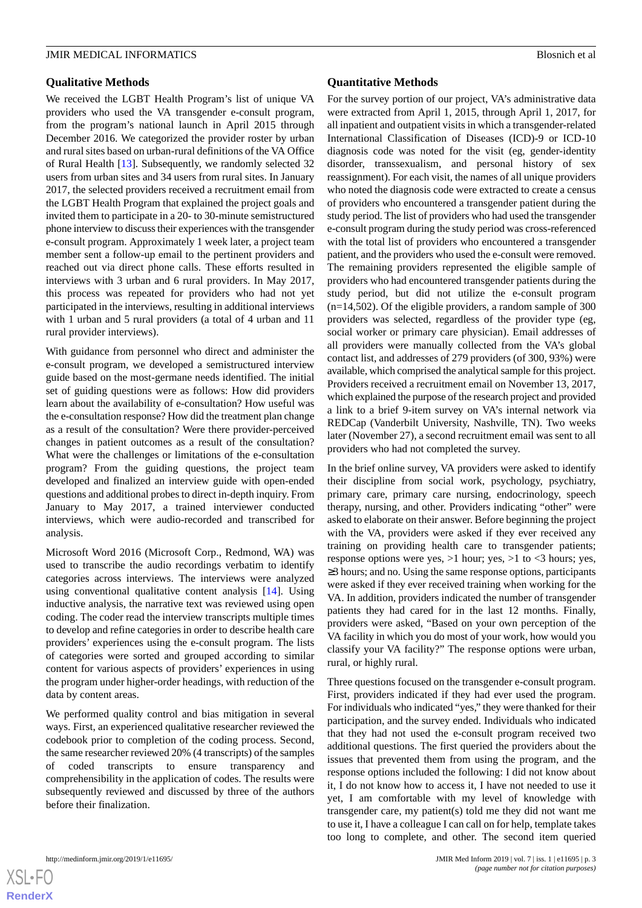## Qualitative Methods

We received the LGBT Health Program's list of unique VA providers who used the VA transgender e-consult program, from the program's national launch in April 2015 through December 2016. We categorized the provider roster by urban and rural sites based on urban-rural definitions of the VA Office of Rural Health [13]. Subsequently, we randomly selected 32 users from urban sites and 34 users from rural sites. In January 2017, the selected providers received a recruitment email from the LGBT Health Program that explained the project goals and invited them to participate in a 20- to 30-minute semistructured phone interview to discuss their experiences with the transgender e-consult program. Approximately 1 week later, a project team member sent a follow-up email to the pertinent providers and reached out via direct phone calls. These efforts resulted in interviews with 3 urban and 6 rural providers. In May 2017, this process was repeated for providers who had not yet participated in the interviews, resulting in additional interviews with 1 urban and 5 rural providers (a total of 4 urban and 11 rural provider interviews).

With guidance from personnel who direct and administer the e-consult program, we developed a semistructured interview guide based on the most-germane needs identified. The initial set of guiding questions were as follows: How did providers learn about the availability of e-consultation? How useful was the e-consultation response? How did the treatment plan change as a result of the consultation? Were there provider-perceived changes in patient outcomes as a result of the consultation? What were the challenges or limitations of the e-consultation program? From the guiding questions, the project team developed and finalized an interview guide with open-ended questions and additional probes to direct in-depth inquiry. From January to May 2017, a trained interviewer conducted interviews, which were audio-recorded and transcribed for analysis.

Microsoft Word 2016 (Microsoft Corp., Redmond, WA) was used to transcribe the audio recordings verbatim to identify categories across interviews. The interviews were analyzed using conventional qualitative content analysis [14]. Using inductive analysis, the narrative text was reviewed using open coding. The coder read the interview transcripts multiple times to develop and refine categories in order to describe health care providers' experiences using the e-consult program. The lists of categories were sorted and grouped according to similar content for various aspects of providers' experiences in using the program under higher-order headings, with reduction of the data by content areas.

We performed quality control and bias mitigation in several ways. First, an experienced qualitative researcher reviewed the codebook prior to completion of the coding process. Second, the same researcher reviewed 20% (4 transcripts) of the samples of coded transcripts to ensure transparency and comprehensibility in the application of codes. The results were subsequently reviewed and discussed by three of the authors before their finalization.

## Quantitative Methods

For the survey portion of our project, VA's administrative data were extracted from April 1, 2015, through April 1, 2017, for all inpatient and outpatient visits in which a transgender-related International Classification of Diseases (ICD)-9 or ICD-10 diagnosis code was noted for the visit (eg, gender-identity disorder, transsexualism, and personal history of sex reassignment). For each visit, the names of all unique providers who noted the diagnosis code were extracted to create a census of providers who encountered a transgender patient during the study period. The list of providers who had used the transgender e-consult program during the study period was cross-referenced with the total list of providers who encountered a transgender patient, and the providers who used the e-consult were removed. The remaining providers represented the eligible sample of providers who had encountered transgender patients during the study period, but did not utilize the e-consult program (n=14,502). Of the eligible providers, a random sample of 300 providers was selected, regardless of the provider type (eg, social worker or primary care physician). Email addresses of all providers were manually collected from the VA's global contact list, and addresses of 279 providers (of 300, 93%) were available, which comprised the analytical sample for this project. Providers received a recruitment email on November 13, 2017, which explained the purpose of the research project and provided a link to a brief 9-item survey on VA's internal network via REDCap (Vanderbilt University, Nashville, TN). Two weeks later (November 27), a second recruitment email was sent to all providers who had not completed the survey.

In the brief online survey, VA providers were asked to identify their discipline from social work, psychology, psychiatry, primary care, primary care nursing, endocrinology, speech therapy, nursing, and other. Providers indicating "other" were asked to elaborate on their answer. Before beginning the project with the VA, providers were asked if they ever received any training on providing health care to transgender patients; response options were yes, >1 hour; yes, >1 to <3 hours; yes, ≥3 hours; and no. Using the same response options, participants were asked if they ever received training when working for the VA. In addition, providers indicated the number of transgender patients they had cared for in the last 12 months. Finally, providers were asked, "Based on your own perception of the VA facility in which you do most of your work, how would you classify your VA facility?" The response options were urban, rural, or highly rural.

Three questions focused on the transgender e-consult program. First, providers indicated if they had ever used the program. For individuals who indicated "yes," they were thanked for their participation, and the survey ended. Individuals who indicated that they had not used the e-consult program received two additional questions. The first queried the providers about the issues that prevented them from using the program, and the response options included the following: I did not know about it, I do not know how to access it, I have not needed to use it yet, I am comfortable with my level of knowledge with transgender care, my patient(s) told me they did not want me to use it, I have a colleague I can call on for help, template takes too long to complete, and other. The second item queried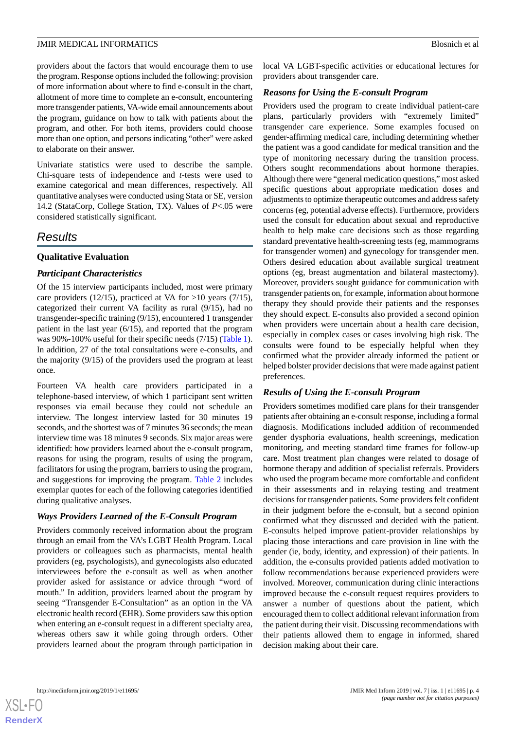providers about the factors that would encourage them to use the program. Response options included the following: provision of more information about where to find e-consult in the chart, allotment of more time to complete an e-consult, encountering more transgender patients, VA-wide email announcements about the program, guidance on how to talk with patients about the program, and other. For both items, providers could choose more than one option, and persons indicating "other" were asked to elaborate on their answer.

Univariate statistics were used to describe the sample. Chi-square tests of independence and *t*-tests were used to examine categorical and mean differences, respectively. All quantitative analyses were conducted using Stata or SE, version 14.2 (StataCorp, College Station, TX). Values of $P<.05$ were considered statistically significant.

# Results

## Qualitative Evaluation

### Participant Characteristics

Of the 15 interview participants included, most were primary care providers (12/15), practiced at VA for >10 years (7/15), categorized their current VA facility as rural (9/15), had no transgender-specific training (9/15), encountered 1 transgender patient in the last year (6/15), and reported that the program was 90%-100% useful for their specific needs (7/15) (Table 1). In addition, 27 of the total consultations were e-consults, and the majority (9/15) of the providers used the program at least once.

Fourteen VA health care providers participated in a telephone-based interview, of which 1 participant sent written responses via email because they could not schedule an interview. The longest interview lasted for 30 minutes 19 seconds, and the shortest was of 7 minutes 36 seconds; the mean interview time was 18 minutes 9 seconds. Six major areas were identified: how providers learned about the e-consult program, reasons for using the program, results of using the program, facilitators for using the program, barriers to using the program, and suggestions for improving the program. Table 2 includes exemplar quotes for each of the following categories identified during qualitative analyses.

### Ways Providers Learned of the E-Consult Program

Providers commonly received information about the program through an email from the VA's LGBT Health Program. Local providers or colleagues such as pharmacists, mental health providers (eg, psychologists), and gynecologists also educated interviewees before the e-consult as well as when another provider asked for assistance or advice through "word of mouth." In addition, providers learned about the program by seeing "Transgender E-Consultation" as an option in the VA electronic health record (EHR). Some providers saw this option when entering an e-consult request in a different specialty area, whereas others saw it while going through orders. Other providers learned about the program through participation in local VA LGBT-specific activities or educational lectures for providers about transgender care.

### Reasons for Using the E-consult Program

Providers used the program to create individual patient-care plans, particularly providers with "extremely limited" transgender care experience. Some examples focused on gender-affirming medical care, including determining whether the patient was a good candidate for medical transition and the type of monitoring necessary during the transition process. Others sought recommendations about hormone therapies. Although there were "general medication questions," most asked specific questions about appropriate medication doses and adjustments to optimize therapeutic outcomes and address safety concerns (eg, potential adverse effects). Furthermore, providers used the consult for education about sexual and reproductive health to help make care decisions such as those regarding standard preventative health-screening tests (eg, mammograms for transgender women) and gynecology for transgender men. Others desired education about available surgical treatment options (eg, breast augmentation and bilateral mastectomy). Moreover, providers sought guidance for communication with transgender patients on, for example, information about hormone therapy they should provide their patients and the responses they should expect. E-consults also provided a second opinion when providers were uncertain about a health care decision, especially in complex cases or cases involving high risk. The consults were found to be especially helpful when they confirmed what the provider already informed the patient or helped bolster provider decisions that were made against patient preferences.

### Results of Using the E-consult Program

Providers sometimes modified care plans for their transgender patients after obtaining an e-consult response, including a formal diagnosis. Modifications included addition of recommended gender dysphoria evaluations, health screenings, medication monitoring, and meeting standard time frames for follow-up care. Most treatment plan changes were related to dosage of hormone therapy and addition of specialist referrals. Providers who used the program became more comfortable and confident in their assessments and in relaying testing and treatment decisions for transgender patients. Some providers felt confident in their judgment before the e-consult, but a second opinion confirmed what they discussed and decided with the patient. E-consults helped improve patient-provider relationships by placing those interactions and care provision in line with the gender (ie, body, identity, and expression) of their patients. In addition, the e-consults provided patients added motivation to follow recommendations because experienced providers were involved. Moreover, communication during clinic interactions improved because the e-consult request requires providers to answer a number of questions about the patient, which encouraged them to collect additional relevant information from the patient during their visit. Discussing recommendations with their patients allowed them to engage in informed, shared decision making about their care.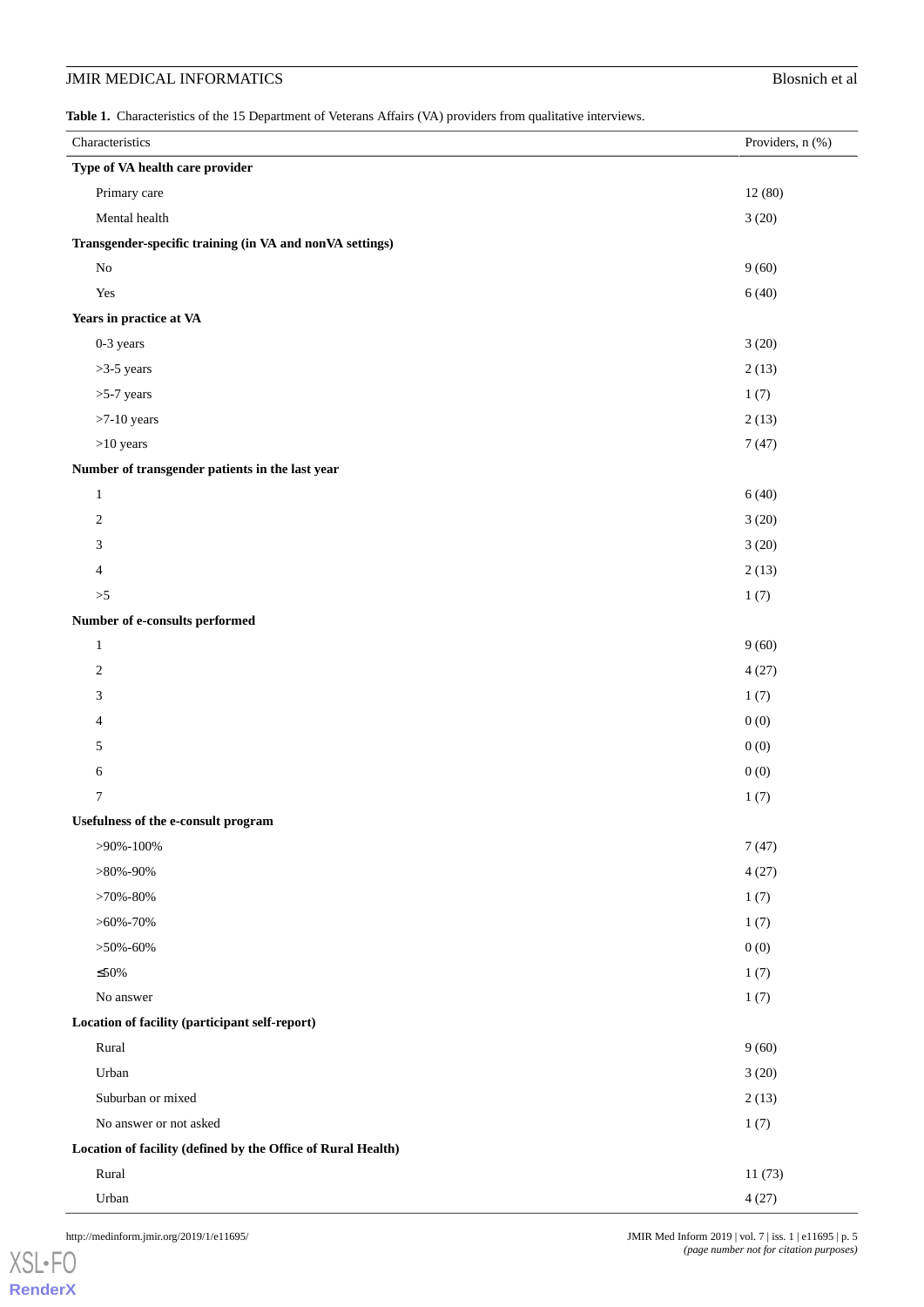**Table 1.** Characteristics of the 15 Department of Veterans Affairs (VA) providers from qualitative interviews.

| Characteristics | Providers, n (%) |
|---|---|
| **Type of VA health care provider** | |
| Primary care | 12 (80) |
| Mental health | 3 (20) |
| **Transgender-specific training (in VA and nonVA settings)** | |
| No | 9 (60) |
| Yes | 6 (40) |
| **Years in practice at VA** | |
| 0-3 years | 3 (20) |
| >3-5 years | 2 (13) |
| >5-7 years | 1 (7) |
| >7-10 years | 2 (13) |
| >10 years | 7 (47) |
| **Number of transgender patients in the last year** | |
| 1 | 6 (40) |
| 2 | 3 (20) |
| 3 | 3 (20) |
| 4 | 2 (13) |
| >5 | 1 (7) |
| **Number of e-consults performed** | |
| 1 | 9 (60) |
| 2 | 4 (27) |
| 3 | 1 (7) |
| 4 | 0 (0) |
| 5 | 0 (0) |
| 6 | 0 (0) |
| 7 | 1 (7) |
| **Usefulness of the e-consult program** | |
| >90%-100% | 7 (47) |
| >80%-90% | 4 (27) |
| >70%-80% | 1 (7) |
| >60%-70% | 1 (7) |
| >50%-60% | 0 (0) |
| ≤50% | 1 (7) |
| No answer | 1 (7) |
| **Location of facility (participant self-report)** | |
| Rural | 9 (60) |
| Urban | 3 (20) |
| Suburban or mixed | 2 (13) |
| No answer or not asked | 1 (7) |
| **Location of facility (defined by the Office of Rural Health)** | |
| Rural | 11 (73) |
| Urban | 4 (27) |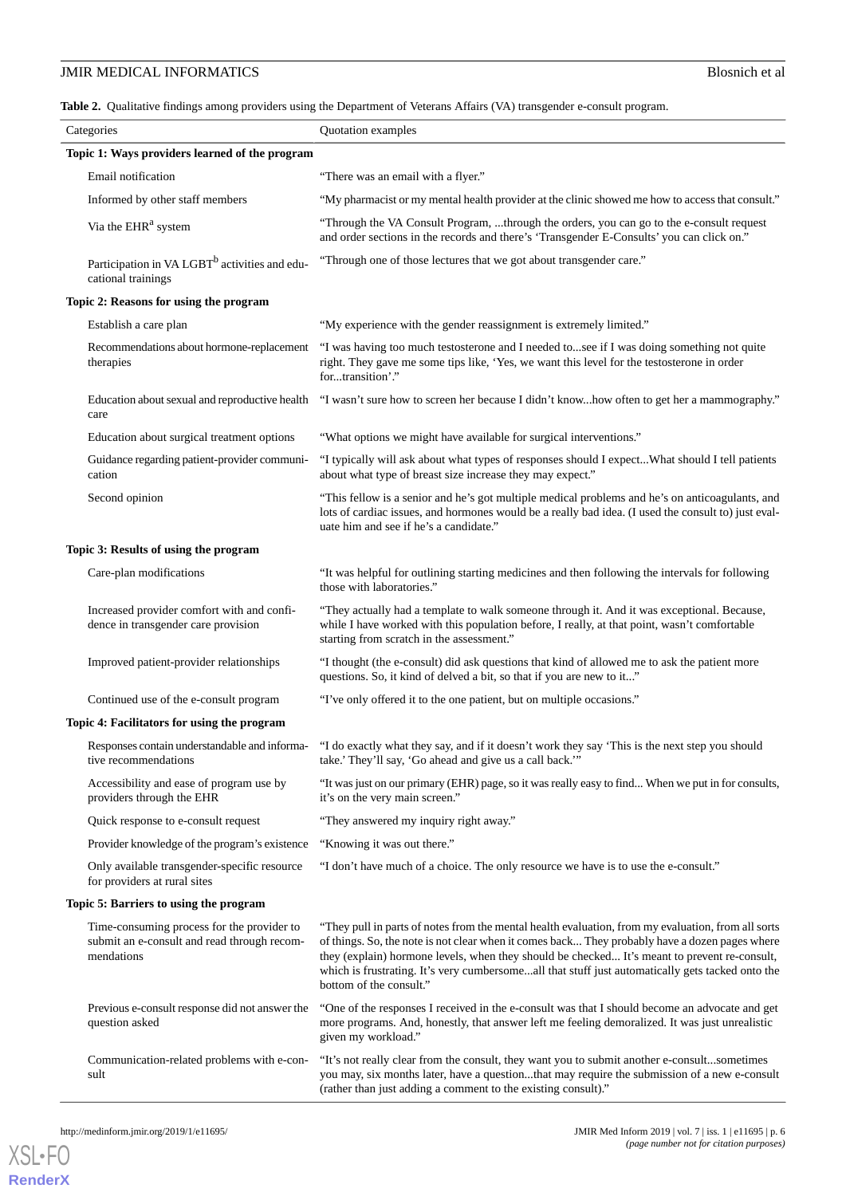**Table 2.** Qualitative findings among providers using the Department of Veterans Affairs (VA) transgender e-consult program.

| Categories | Quotation examples |
|---|---|
| **Topic 1: Ways providers learned of the program** | |
| Email notification | "There was an email with a flyer." |
| Informed by other staff members | "My pharmacist or my mental health provider at the clinic showed me how to access that consult." |
| Via the EHR[a] system | "Through the VA Consult Program, ...through the orders, you can go to the e-consult request and order sections in the records and there's 'Transgender E-Consults' you can click on." |
| Participation in VA LGBT[b] activities and educational trainings | "Through one of those lectures that we got about transgender care." |
| **Topic 2: Reasons for using the program** | |
| Establish a care plan | "My experience with the gender reassignment is extremely limited." |
| Recommendations about hormone-replacement therapies | "I was having too much testosterone and I needed to...see if I was doing something not quite right. They gave me some tips like, 'Yes, we want this level for the testosterone in order for...transition'." |
| Education about sexual and reproductive health care | "I wasn't sure how to screen her because I didn't know...how often to get her a mammography." |
| Education about surgical treatment options | "What options we might have available for surgical interventions." |
| Guidance regarding patient-provider communication | "I typically will ask about what types of responses should I expect...What should I tell patients about what type of breast size increase they may expect." |
| Second opinion | "This fellow is a senior and he's got multiple medical problems and he's on anticoagulants, and lots of cardiac issues, and hormones would be a really bad idea. (I used the consult to) just evaluate him and see if he's a candidate." |
| **Topic 3: Results of using the program** | |
| Care-plan modifications | "It was helpful for outlining starting medicines and then following the intervals for following those with laboratories." |
| Increased provider comfort with and confidence in transgender care provision | "They actually had a template to walk someone through it. And it was exceptional. Because, while I have worked with this population before, I really, at that point, wasn't comfortable starting from scratch in the assessment." |
| Improved patient-provider relationships | "I thought (the e-consult) did ask questions that kind of allowed me to ask the patient more questions. So, it kind of delved a bit, so that if you are new to it..." |
| Continued use of the e-consult program | "I've only offered it to the one patient, but on multiple occasions." |
| **Topic 4: Facilitators for using the program** | |
| Responses contain understandable and informative recommendations | "I do exactly what they say, and if it doesn't work they say 'This is the next step you should take.' They'll say, 'Go ahead and give us a call back.'" |
| Accessibility and ease of program use by providers through the EHR | "It was just on our primary (EHR) page, so it was really easy to find... When we put in for consults, it's on the very main screen." |
| Quick response to e-consult request | "They answered my inquiry right away." |
| Provider knowledge of the program's existence | "Knowing it was out there." |
| Only available transgender-specific resource for providers at rural sites | "I don't have much of a choice. The only resource we have is to use the e-consult." |
| **Topic 5: Barriers to using the program** | |
| Time-consuming process for the provider to submit an e-consult and read through recommendations | "They pull in parts of notes from the mental health evaluation, from my evaluation, from all sorts of things. So, the note is not clear when it comes back... They probably have a dozen pages where they (explain) hormone levels, when they should be checked... It's meant to prevent re-consult, which is frustrating. It's very cumbersome...all that stuff just automatically gets tacked onto the bottom of the consult." |
| Previous e-consult response did not answer the question asked | "One of the responses I received in the e-consult was that I should become an advocate and get more programs. And, honestly, that answer left me feeling demoralized. It was just unrealistic given my workload." |
| Communication-related problems with e-consult | "It's not really clear from the consult, they want you to submit another e-consult...sometimes you may, six months later, have a question...that may require the submission of a new e-consult (rather than just adding a comment to the existing consult)." |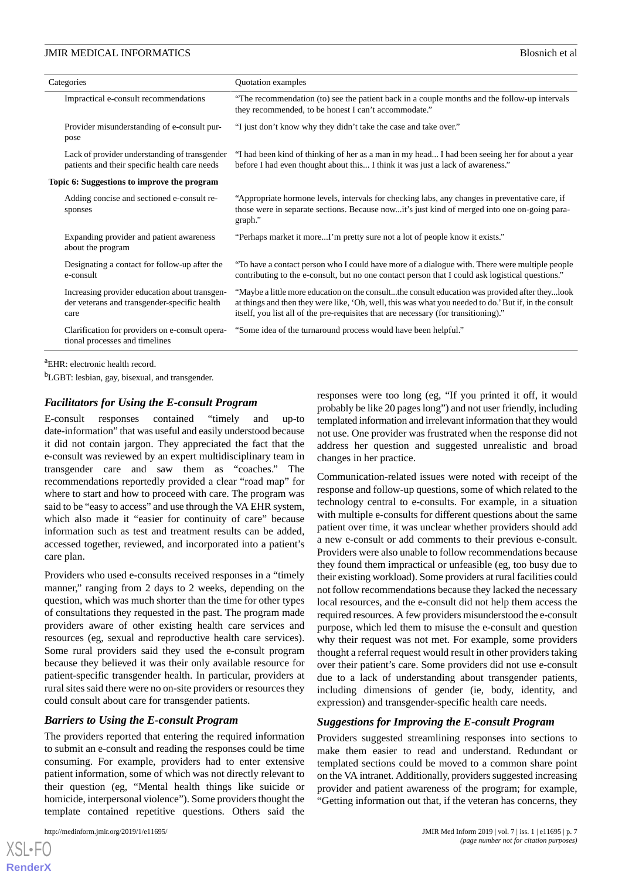| Categories | Quotation examples |
|---|---|
| Impractical e-consult recommendations | "The recommendation (to) see the patient back in a couple months and the follow-up intervals they recommended, to be honest I can't accommodate." |
| Provider misunderstanding of e-consult purpose | "I just don't know why they didn't take the case and take over." |
| Lack of provider understanding of transgender patients and their specific health care needs | "I had been kind of thinking of her as a man in my head... I had been seeing her for about a year before I had even thought about this... I think it was just a lack of awareness." |
| **Topic 6: Suggestions to improve the program** | |
| Adding concise and sectioned e-consult responses | "Appropriate hormone levels, intervals for checking labs, any changes in preventative care, if those were in separate sections. Because now...it's just kind of merged into one on-going paragraph." |
| Expanding provider and patient awareness about the program | "Perhaps market it more...I'm pretty sure not a lot of people know it exists." |
| Designating a contact for follow-up after the e-consult | "To have a contact person who I could have more of a dialogue with. There were multiple people contributing to the e-consult, but no one contact person that I could ask logistical questions." |
| Increasing provider education about transgender veterans and transgender-specific health care | "Maybe a little more education on the consult...the consult education was provided after they...look at things and then they were like, 'Oh, well, this was what you needed to do.' But if, in the consult itself, you list all of the pre-requisites that are necessary (for transitioning)." |
| Clarification for providers on e-consult operational processes and timelines | "Some idea of the turnaround process would have been helpful." |

[a]EHR: electronic health record.

[b]LGBT: lesbian, gay, bisexual, and transgender.

### Facilitators for Using the E-consult Program

E-consult responses contained "timely and up-to date-information" that was useful and easily understood because it did not contain jargon. They appreciated the fact that the e-consult was reviewed by an expert multidisciplinary team in transgender care and saw them as "coaches." The recommendations reportedly provided a clear "road map" for where to start and how to proceed with care. The program was said to be "easy to access" and use through the VA EHR system, which also made it "easier for continuity of care" because information such as test and treatment results can be added, accessed together, reviewed, and incorporated into a patient's care plan.

Providers who used e-consults received responses in a "timely manner," ranging from 2 days to 2 weeks, depending on the question, which was much shorter than the time for other types of consultations they requested in the past. The program made providers aware of other existing health care services and resources (eg, sexual and reproductive health care services). Some rural providers said they used the e-consult program because they believed it was their only available resource for patient-specific transgender health. In particular, providers at rural sites said there were no on-site providers or resources they could consult about care for transgender patients.

### Barriers to Using the E-consult Program

The providers reported that entering the required information to submit an e-consult and reading the responses could be time consuming. For example, providers had to enter extensive patient information, some of which was not directly relevant to their question (eg, "Mental health things like suicide or homicide, interpersonal violence"). Some providers thought the template contained repetitive questions. Others said the responses were too long (eg, "If you printed it off, it would probably be like 20 pages long") and not user friendly, including templated information and irrelevant information that they would not use. One provider was frustrated when the response did not address her question and suggested unrealistic and broad changes in her practice.

Communication-related issues were noted with receipt of the response and follow-up questions, some of which related to the technology central to e-consults. For example, in a situation with multiple e-consults for different questions about the same patient over time, it was unclear whether providers should add a new e-consult or add comments to their previous e-consult. Providers were also unable to follow recommendations because they found them impractical or unfeasible (eg, too busy due to their existing workload). Some providers at rural facilities could not follow recommendations because they lacked the necessary local resources, and the e-consult did not help them access the required resources. A few providers misunderstood the e-consult purpose, which led them to misuse the e-consult and question why their request was not met. For example, some providers thought a referral request would result in other providers taking over their patient's care. Some providers did not use e-consult due to a lack of understanding about transgender patients, including dimensions of gender (ie, body, identity, and expression) and transgender-specific health care needs.

### Suggestions for Improving the E-consult Program

Providers suggested streamlining responses into sections to make them easier to read and understand. Redundant or templated sections could be moved to a common share point on the VA intranet. Additionally, providers suggested increasing provider and patient awareness of the program; for example, "Getting information out that, if the veteran has concerns, they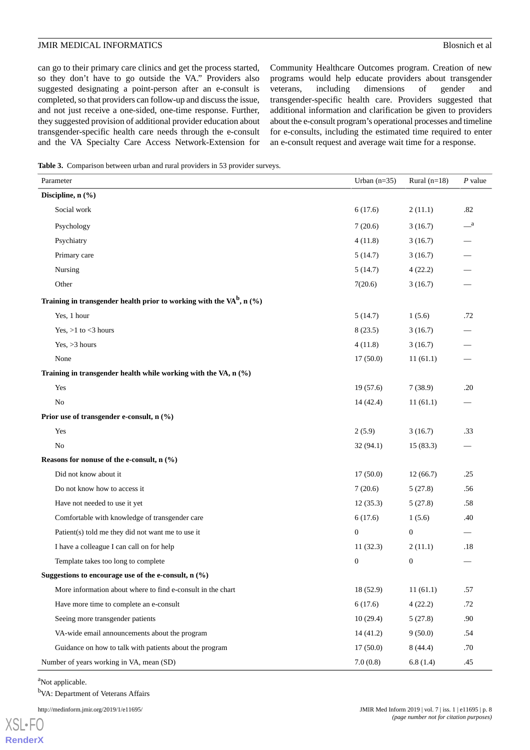can go to their primary care clinics and get the process started, so they don't have to go outside the VA." Providers also suggested designating a point-person after an e-consult is completed, so that providers can follow-up and discuss the issue, and not just receive a one-sided, one-time response. Further, they suggested provision of additional provider education about transgender-specific health care needs through the e-consult and the VA Specialty Care Access Network-Extension for Community Healthcare Outcomes program. Creation of new programs would help educate providers about transgender veterans, including dimensions of gender and transgender-specific health care. Providers suggested that additional information and clarification be given to providers about the e-consult program's operational processes and timeline for e-consults, including the estimated time required to enter an e-consult request and average wait time for a response.

**Table 3.** Comparison between urban and rural providers in 53 provider surveys.

| Parameter | Urban (n=35) | Rural (n=18) | *P* value |
|---|---|---|---|
| **Discipline, n (%)** | | | |
| Social work | 6 (17.6) | 2 (11.1) | .82 |
| Psychology | 7 (20.6) | 3 (16.7) | —[a] |
| Psychiatry | 4 (11.8) | 3 (16.7) | — |
| Primary care | 5 (14.7) | 3 (16.7) | — |
| Nursing | 5 (14.7) | 4 (22.2) | — |
| Other | 7(20.6) | 3 (16.7) | — |
| **Training in transgender health prior to working with the VA[b], n (%)** | | | |
| Yes, 1 hour | 5 (14.7) | 1 (5.6) | .72 |
| Yes, >1 to <3 hours | 8 (23.5) | 3 (16.7) | — |
| Yes, >3 hours | 4 (11.8) | 3 (16.7) | — |
| None | 17 (50.0) | 11 (61.1) | — |
| **Training in transgender health while working with the VA, n (%)** | | | |
| Yes | 19 (57.6) | 7 (38.9) | .20 |
| No | 14 (42.4) | 11 (61.1) | — |
| **Prior use of transgender e-consult, n (%)** | | | |
| Yes | 2 (5.9) | 3 (16.7) | .33 |
| No | 32 (94.1) | 15 (83.3) | — |
| **Reasons for nonuse of the e-consult, n (%)** | | | |
| Did not know about it | 17 (50.0) | 12 (66.7) | .25 |
| Do not know how to access it | 7 (20.6) | 5 (27.8) | .56 |
| Have not needed to use it yet | 12 (35.3) | 5 (27.8) | .58 |
| Comfortable with knowledge of transgender care | 6 (17.6) | 1 (5.6) | .40 |
| Patient(s) told me they did not want me to use it | 0 | 0 | — |
| I have a colleague I can call on for help | 11 (32.3) | 2 (11.1) | .18 |
| Template takes too long to complete | 0 | 0 | — |
| **Suggestions to encourage use of the e-consult, n (%)** | | | |
| More information about where to find e-consult in the chart | 18 (52.9) | 11 (61.1) | .57 |
| Have more time to complete an e-consult | 6 (17.6) | 4 (22.2) | .72 |
| Seeing more transgender patients | 10 (29.4) | 5 (27.8) | .90 |
| VA-wide email announcements about the program | 14 (41.2) | 9 (50.0) | .54 |
| Guidance on how to talk with patients about the program | 17 (50.0) | 8 (44.4) | .70 |
| Number of years working in VA, mean (SD) | 7.0 (0.8) | 6.8 (1.4) | .45 |

[a]Not applicable.

[b]VA: Department of Veterans Affairs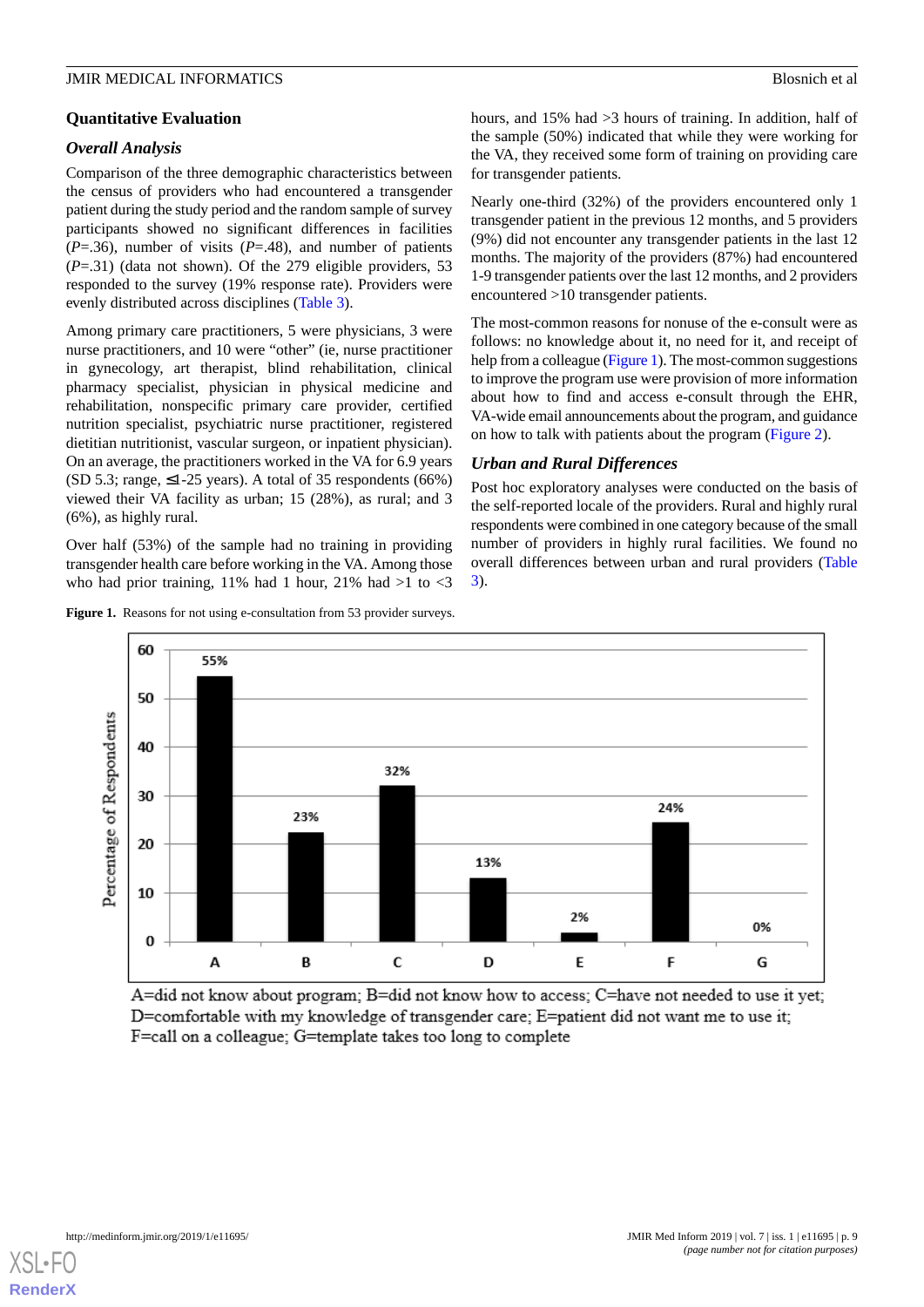## Quantitative Evaluation

### Overall Analysis

Comparison of the three demographic characteristics between the census of providers who had encountered a transgender patient during the study period and the random sample of survey participants showed no significant differences in facilities (*P*=.36), number of visits (*P*=.48), and number of patients (*P*=.31) (data not shown). Of the 279 eligible providers, 53 responded to the survey (19% response rate). Providers were evenly distributed across disciplines (Table 3).

Among primary care practitioners, 5 were physicians, 3 were nurse practitioners, and 10 were "other" (ie, nurse practitioner in gynecology, art therapist, blind rehabilitation, clinical pharmacy specialist, physician in physical medicine and rehabilitation, nonspecific primary care provider, certified nutrition specialist, psychiatric nurse practitioner, registered dietitian nutritionist, vascular surgeon, or inpatient physician). On an average, the practitioners worked in the VA for 6.9 years (SD 5.3; range, ≤1-25 years). A total of 35 respondents (66%) viewed their VA facility as urban; 15 (28%), as rural; and 3 (6%), as highly rural.

Over half (53%) of the sample had no training in providing transgender health care before working in the VA. Among those who had prior training, 11% had 1 hour, 21% had >1 to <3 hours, and 15% had >3 hours of training. In addition, half of the sample (50%) indicated that while they were working for the VA, they received some form of training on providing care for transgender patients.

Nearly one-third (32%) of the providers encountered only 1 transgender patient in the previous 12 months, and 5 providers (9%) did not encounter any transgender patients in the last 12 months. The majority of the providers (87%) had encountered 1-9 transgender patients over the last 12 months, and 2 providers encountered >10 transgender patients.

The most-common reasons for nonuse of the e-consult were as follows: no knowledge about it, no need for it, and receipt of help from a colleague (Figure 1). The most-common suggestions to improve the program use were provision of more information about how to find and access e-consult through the EHR, VA-wide email announcements about the program, and guidance on how to talk with patients about the program (Figure 2).

### Urban and Rural Differences

Post hoc exploratory analyses were conducted on the basis of the self-reported locale of the providers. Rural and highly rural respondents were combined in one category because of the small number of providers in highly rural facilities. We found no overall differences between urban and rural providers (Table 3).

**Figure 1.** Reasons for not using e-consultation from 53 provider surveys.

| Reason | Percentage of Respondents |
| --- | --- |
| A | 55% |
| B | 23% |
| C | 32% |
| D | 13% |
| E | 2% |
| F | 24% |
| G | 0% |

A=did not know about program; B=did not know how to access; C=have not needed to use it yet; D=comfortable with my knowledge of transgender care; E=patient did not want me to use it; F=call on a colleague; G=template takes too long to complete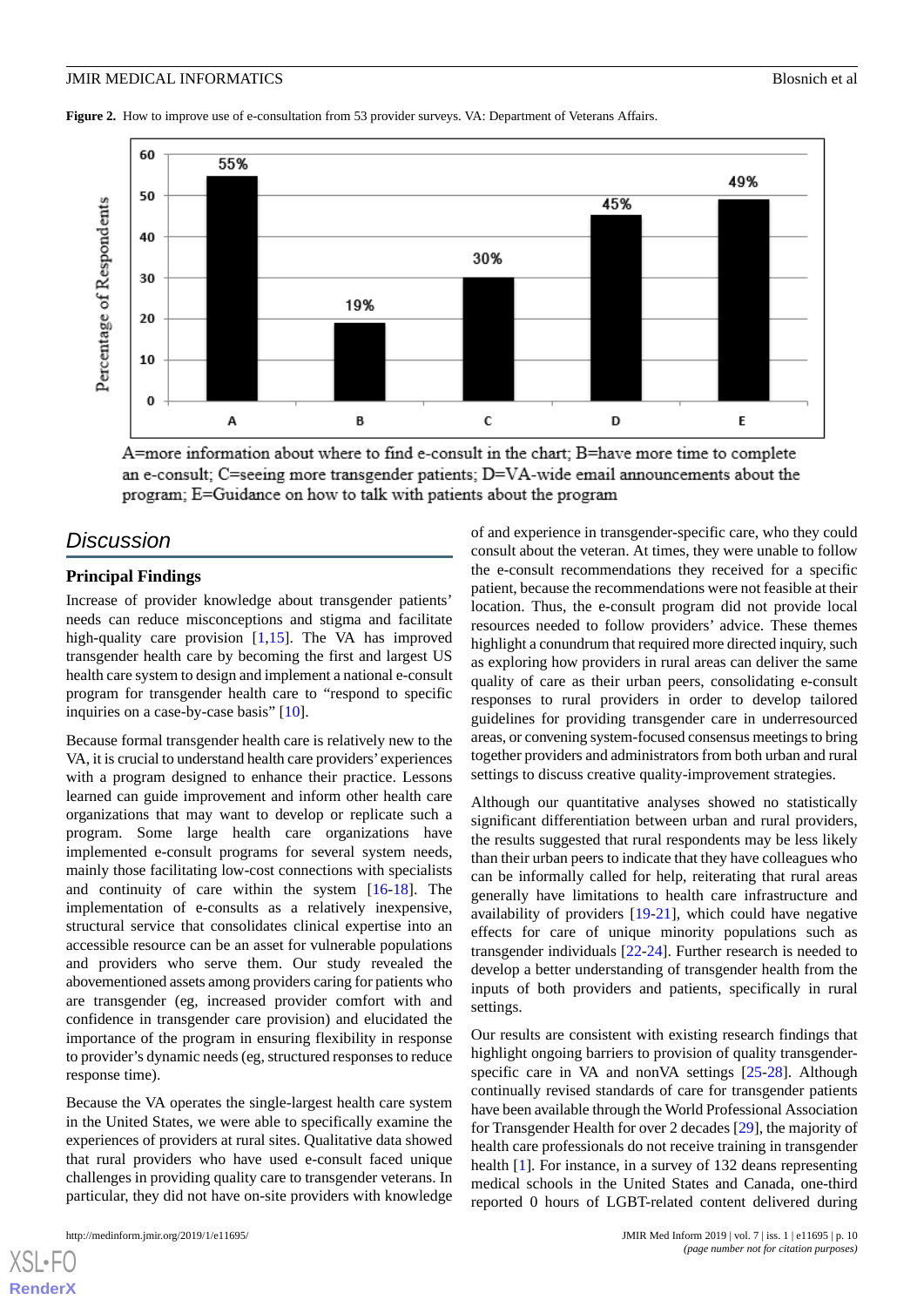**Figure 2.** How to improve use of e-consultation from 53 provider surveys. VA: Department of Veterans Affairs.

A=more information about where to find e-consult in the chart; B=have more time to complete an e-consult; C=seeing more transgender patients; D=VA-wide email announcements about the program; E=Guidance on how to talk with patients about the program

## Discussion

### Principal Findings

Increase of provider knowledge about transgender patients' needs can reduce misconceptions and stigma and facilitate high-quality care provision [1,15]. The VA has improved transgender health care by becoming the first and largest US health care system to design and implement a national e-consult program for transgender health care to "respond to specific inquiries on a case-by-case basis" [10].

Because formal transgender health care is relatively new to the VA, it is crucial to understand health care providers' experiences with a program designed to enhance their practice. Lessons learned can guide improvement and inform other health care organizations that may want to develop or replicate such a program. Some large health care organizations have implemented e-consult programs for several system needs, mainly those facilitating low-cost connections with specialists and continuity of care within the system [16-18]. The implementation of e-consults as a relatively inexpensive, structural service that consolidates clinical expertise into an accessible resource can be an asset for vulnerable populations and providers who serve them. Our study revealed the abovementioned assets among providers caring for patients who are transgender (eg, increased provider comfort with and confidence in transgender care provision) and elucidated the importance of the program in ensuring flexibility in response to provider's dynamic needs (eg, structured responses to reduce response time).

Because the VA operates the single-largest health care system in the United States, we were able to specifically examine the experiences of providers at rural sites. Qualitative data showed that rural providers who have used e-consult faced unique challenges in providing quality care to transgender veterans. In particular, they did not have on-site providers with knowledge of and experience in transgender-specific care, who they could consult about the veteran. At times, they were unable to follow the e-consult recommendations they received for a specific patient, because the recommendations were not feasible at their location. Thus, the e-consult program did not provide local resources needed to follow providers' advice. These themes highlight a conundrum that required more directed inquiry, such as exploring how providers in rural areas can deliver the same quality of care as their urban peers, consolidating e-consult responses to rural providers in order to develop tailored guidelines for providing transgender care in underresourced areas, or convening system-focused consensus meetings to bring together providers and administrators from both urban and rural settings to discuss creative quality-improvement strategies.

Although our quantitative analyses showed no statistically significant differentiation between urban and rural providers, the results suggested that rural respondents may be less likely than their urban peers to indicate that they have colleagues who can be informally called for help, reiterating that rural areas generally have limitations to health care infrastructure and availability of providers [19-21], which could have negative effects for care of unique minority populations such as transgender individuals [22-24]. Further research is needed to develop a better understanding of transgender health from the inputs of both providers and patients, specifically in rural settings.

Our results are consistent with existing research findings that highlight ongoing barriers to provision of quality transgender-specific care in VA and nonVA settings [25-28]. Although continually revised standards of care for transgender patients have been available through the World Professional Association for Transgender Health for over 2 decades [29], the majority of health care professionals do not receive training in transgender health [1]. For instance, in a survey of 132 deans representing medical schools in the United States and Canada, one-third reported 0 hours of LGBT-related content delivered during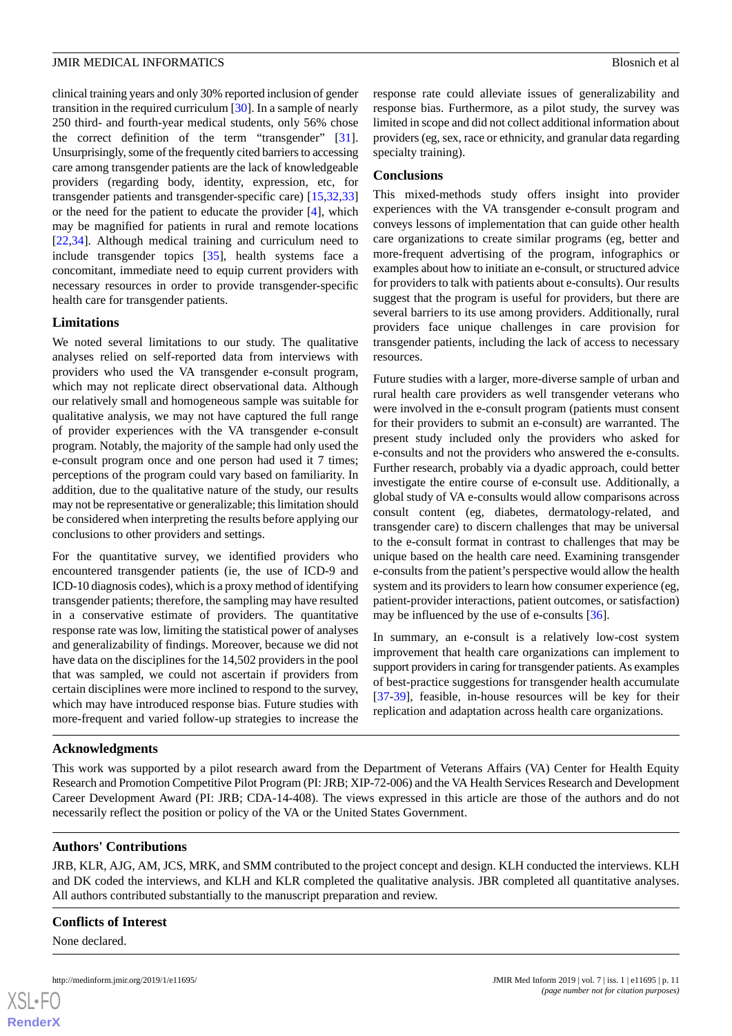clinical training years and only 30% reported inclusion of gender transition in the required curriculum [30]. In a sample of nearly 250 third- and fourth-year medical students, only 56% chose the correct definition of the term "transgender" [31]. Unsurprisingly, some of the frequently cited barriers to accessing care among transgender patients are the lack of knowledgeable providers (regarding body, identity, expression, etc, for transgender patients and transgender-specific care) [15,32,33] or the need for the patient to educate the provider [4], which may be magnified for patients in rural and remote locations [22,34]. Although medical training and curriculum need to include transgender topics [35], health systems face a concomitant, immediate need to equip current providers with necessary resources in order to provide transgender-specific health care for transgender patients.

### Limitations

We noted several limitations to our study. The qualitative analyses relied on self-reported data from interviews with providers who used the VA transgender e-consult program, which may not replicate direct observational data. Although our relatively small and homogeneous sample was suitable for qualitative analysis, we may not have captured the full range of provider experiences with the VA transgender e-consult program. Notably, the majority of the sample had only used the e-consult program once and one person had used it 7 times; perceptions of the program could vary based on familiarity. In addition, due to the qualitative nature of the study, our results may not be representative or generalizable; this limitation should be considered when interpreting the results before applying our conclusions to other providers and settings.

For the quantitative survey, we identified providers who encountered transgender patients (ie, the use of ICD-9 and ICD-10 diagnosis codes), which is a proxy method of identifying transgender patients; therefore, the sampling may have resulted in a conservative estimate of providers. The quantitative response rate was low, limiting the statistical power of analyses and generalizability of findings. Moreover, because we did not have data on the disciplines for the 14,502 providers in the pool that was sampled, we could not ascertain if providers from certain disciplines were more inclined to respond to the survey, which may have introduced response bias. Future studies with more-frequent and varied follow-up strategies to increase the response rate could alleviate issues of generalizability and response bias. Furthermore, as a pilot study, the survey was limited in scope and did not collect additional information about providers (eg, sex, race or ethnicity, and granular data regarding specialty training).

### Conclusions

This mixed-methods study offers insight into provider experiences with the VA transgender e-consult program and conveys lessons of implementation that can guide other health care organizations to create similar programs (eg, better and more-frequent advertising of the program, infographics or examples about how to initiate an e-consult, or structured advice for providers to talk with patients about e-consults). Our results suggest that the program is useful for providers, but there are several barriers to its use among providers. Additionally, rural providers face unique challenges in care provision for transgender patients, including the lack of access to necessary resources.

Future studies with a larger, more-diverse sample of urban and rural health care providers as well transgender veterans who were involved in the e-consult program (patients must consent for their providers to submit an e-consult) are warranted. The present study included only the providers who asked for e-consults and not the providers who answered the e-consults. Further research, probably via a dyadic approach, could better investigate the entire course of e-consult use. Additionally, a global study of VA e-consults would allow comparisons across consult content (eg, diabetes, dermatology-related, and transgender care) to discern challenges that may be universal to the e-consult format in contrast to challenges that may be unique based on the health care need. Examining transgender e-consults from the patient's perspective would allow the health system and its providers to learn how consumer experience (eg, patient-provider interactions, patient outcomes, or satisfaction) may be influenced by the use of e-consults [36].

In summary, an e-consult is a relatively low-cost system improvement that health care organizations can implement to support providers in caring for transgender patients. As examples of best-practice suggestions for transgender health accumulate [37-39], feasible, in-house resources will be key for their replication and adaptation across health care organizations.

## Acknowledgments

This work was supported by a pilot research award from the Department of Veterans Affairs (VA) Center for Health Equity Research and Promotion Competitive Pilot Program (PI: JRB; XIP-72-006) and the VA Health Services Research and Development Career Development Award (PI: JRB; CDA-14-408). The views expressed in this article are those of the authors and do not necessarily reflect the position or policy of the VA or the United States Government.

## Authors' Contributions

JRB, KLR, AJG, AM, JCS, MRK, and SMM contributed to the project concept and design. KLH conducted the interviews. KLH and DK coded the interviews, and KLH and KLR completed the qualitative analysis. JBR completed all quantitative analyses. All authors contributed substantially to the manuscript preparation and review.

## Conflicts of Interest

None declared.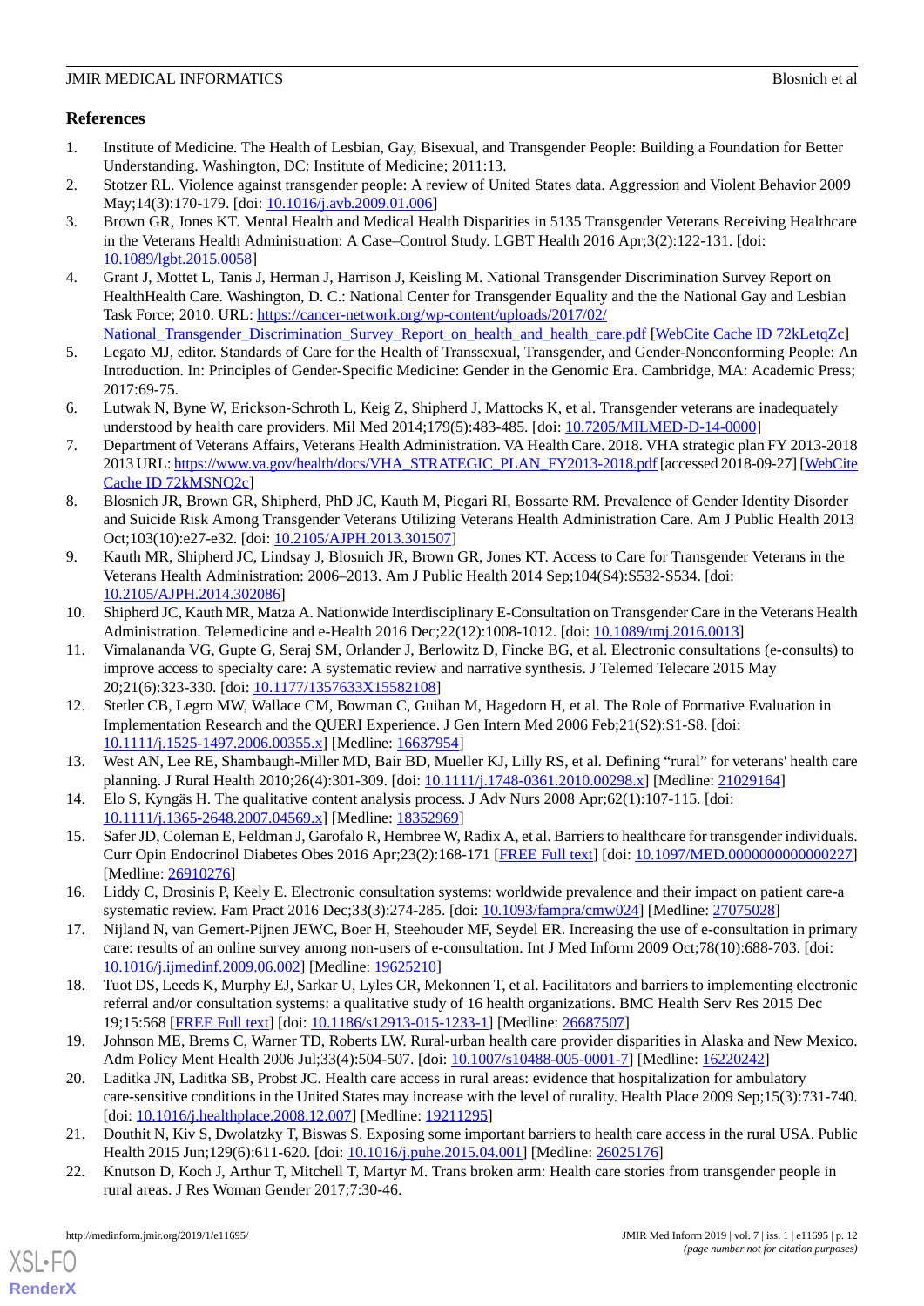## References

1. Institute of Medicine. The Health of Lesbian, Gay, Bisexual, and Transgender People: Building a Foundation for Better Understanding. Washington, DC: Institute of Medicine; 2011:13.
2. Stotzer RL. Violence against transgender people: A review of United States data. Aggression and Violent Behavior 2009 May;14(3):170-179. [doi: 10.1016/j.avb.2009.01.006]
3. Brown GR, Jones KT. Mental Health and Medical Health Disparities in 5135 Transgender Veterans Receiving Healthcare in the Veterans Health Administration: A Case–Control Study. LGBT Health 2016 Apr;3(2):122-131. [doi: 10.1089/lgbt.2015.0058]
4. Grant J, Mottet L, Tanis J, Herman J, Harrison J, Keisling M. National Transgender Discrimination Survey Report on HealthHealth Care. Washington, D. C.: National Center for Transgender Equality and the National Gay and Lesbian Task Force; 2010. URL: https://cancer-network.org/wp-content/uploads/2017/02/National_Transgender_Discrimination_Survey_Report_on_health_and_health_care.pdf [WebCite Cache ID 72kLetqZc]
5. Legato MJ, editor. Standards of Care for the Health of Transsexual, Transgender, and Gender-Nonconforming People: An Introduction. In: Principles of Gender-Specific Medicine: Gender in the Genomic Era. Cambridge, MA: Academic Press; 2017:69-75.
6. Lutwak N, Byne W, Erickson-Schroth L, Keig Z, Shipherd J, Mattocks K, et al. Transgender veterans are inadequately understood by health care providers. Mil Med 2014;179(5):483-485. [doi: 10.7205/MILMED-D-14-0000]
7. Department of Veterans Affairs, Veterans Health Administration. VA Health Care. 2018. VHA strategic plan FY 2013-2018 2013 URL: https://www.va.gov/health/docs/VHA_STRATEGIC_PLAN_FY2013-2018.pdf [accessed 2018-09-27] [WebCite Cache ID 72kMSNQ2c]
8. Blosnich JR, Brown GR, Shipherd, PhD JC, Kauth M, Piegari RI, Bossarte RM. Prevalence of Gender Identity Disorder and Suicide Risk Among Transgender Veterans Utilizing Veterans Health Administration Care. Am J Public Health 2013 Oct;103(10):e27-e32. [doi: 10.2105/AJPH.2013.301507]
9. Kauth MR, Shipherd JC, Lindsay J, Blosnich JR, Brown GR, Jones KT. Access to Care for Transgender Veterans in the Veterans Health Administration: 2006–2013. Am J Public Health 2014 Sep;104(S4):S532-S534. [doi: 10.2105/AJPH.2014.302086]
10. Shipherd JC, Kauth MR, Matza A. Nationwide Interdisciplinary E-Consultation on Transgender Care in the Veterans Health Administration. Telemedicine and e-Health 2016 Dec;22(12):1008-1012. [doi: 10.1089/tmj.2016.0013]
11. Vimalananda VG, Gupte G, Seraj SM, Orlander J, Berlowitz D, Fincke BG, et al. Electronic consultations (e-consults) to improve access to specialty care: A systematic review and narrative synthesis. J Telemed Telecare 2015 May 20;21(6):323-330. [doi: 10.1177/1357633X15582108]
12. Stetler CB, Legro MW, Wallace CM, Bowman C, Guihan M, Hagedorn H, et al. The Role of Formative Evaluation in Implementation Research and the QUERI Experience. J Gen Intern Med 2006 Feb;21(S2):S1-S8. [doi: 10.1111/j.1525-1497.2006.00355.x] [Medline: 16637954]
13. West AN, Lee RE, Shambaugh-Miller MD, Bair BD, Mueller KJ, Lilly RS, et al. Defining "rural" for veterans' health care planning. J Rural Health 2010;26(4):301-309. [doi: 10.1111/j.1748-0361.2010.00298.x] [Medline: 21029164]
14. Elo S, Kyngäs H. The qualitative content analysis process. J Adv Nurs 2008 Apr;62(1):107-115. [doi: 10.1111/j.1365-2648.2007.04569.x] [Medline: 18352969]
15. Safer JD, Coleman E, Feldman J, Garofalo R, Hembree W, Radix A, et al. Barriers to healthcare for transgender individuals. Curr Opin Endocrinol Diabetes Obes 2016 Apr;23(2):168-171 [FREE Full text] [doi: 10.1097/MED.0000000000000227] [Medline: 26910276]
16. Liddy C, Drosinis P, Keely E. Electronic consultation systems: worldwide prevalence and their impact on patient care-a systematic review. Fam Pract 2016 Dec;33(3):274-285. [doi: 10.1093/fampra/cmw024] [Medline: 27075028]
17. Nijland N, van Gemert-Pijnen JEWC, Boer H, Steehouder MF, Seydel ER. Increasing the use of e-consultation in primary care: results of an online survey among non-users of e-consultation. Int J Med Inform 2009 Oct;78(10):688-703. [doi: 10.1016/j.ijmedinf.2009.06.002] [Medline: 19625210]
18. Tuot DS, Leeds K, Murphy EJ, Sarkar U, Lyles CR, Mekonnen T, et al. Facilitators and barriers to implementing electronic referral and/or consultation systems: a qualitative study of 16 health organizations. BMC Health Serv Res 2015 Dec 19;15:568 [FREE Full text] [doi: 10.1186/s12913-015-1233-1] [Medline: 26687507]
19. Johnson ME, Brems C, Warner TD, Roberts LW. Rural-urban health care provider disparities in Alaska and New Mexico. Adm Policy Ment Health 2006 Jul;33(4):504-507. [doi: 10.1007/s10488-005-0001-7] [Medline: 16220242]
20. Laditka JN, Laditka SB, Probst JC. Health care access in rural areas: evidence that hospitalization for ambulatory care-sensitive conditions in the United States may increase with the level of rurality. Health Place 2009 Sep;15(3):731-740. [doi: 10.1016/j.healthplace.2008.12.007] [Medline: 19211295]
21. Douthit N, Kiv S, Dwolatzky T, Biswas S. Exposing some important barriers to health care access in the rural USA. Public Health 2015 Jun;129(6):611-620. [doi: 10.1016/j.puhe.2015.04.001] [Medline: 26025176]
22. Knutson D, Koch J, Arthur T, Mitchell T, Martyr M. Trans broken arm: Health care stories from transgender people in rural areas. J Res Woman Gender 2017;7:30-46.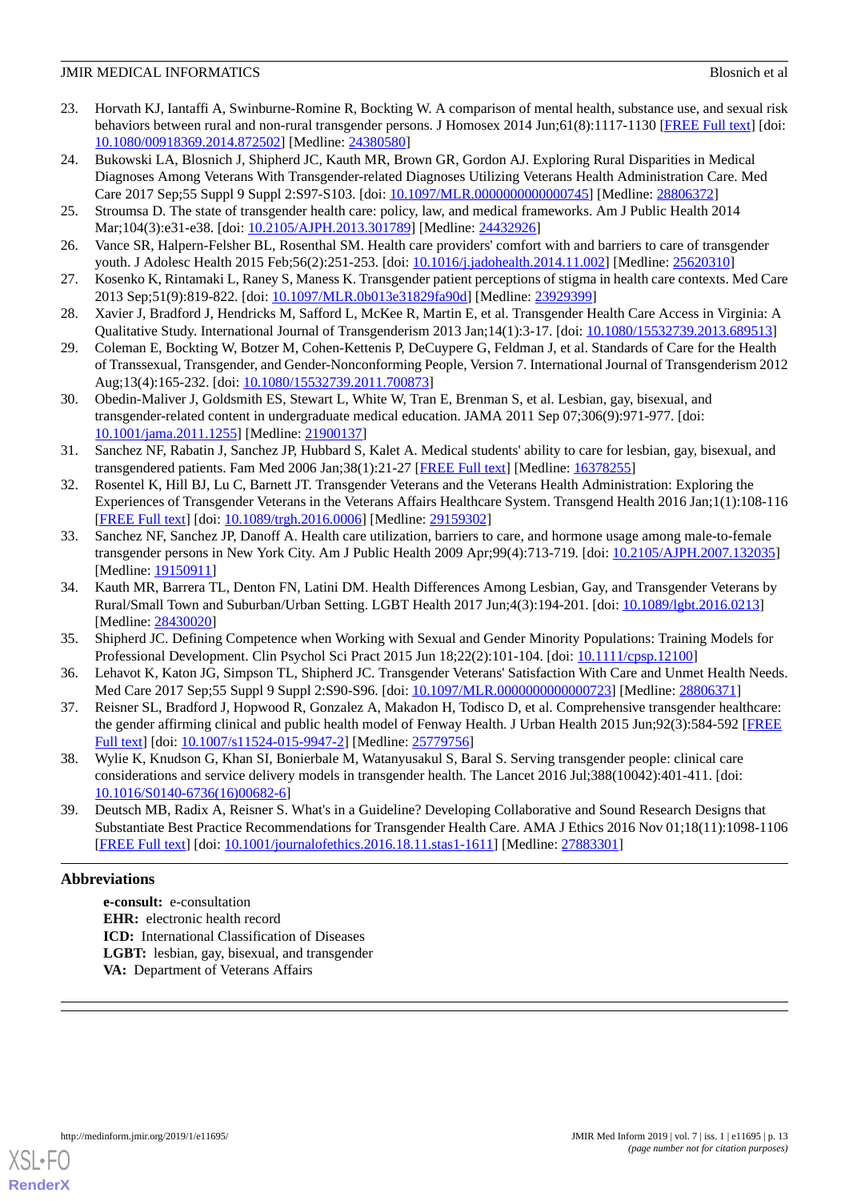23. Horvath KJ, Iantaffi A, Swinburne-Romine R, Bockting W. A comparison of mental health, substance use, and sexual risk behaviors between rural and non-rural transgender persons. J Homosex 2014 Jun;61(8):1117-1130 [FREE Full text] [doi: 10.1080/00918369.2014.872502] [Medline: 24380580]
24. Bukowski LA, Blosnich J, Shipherd JC, Kauth MR, Brown GR, Gordon AJ. Exploring Rural Disparities in Medical Diagnoses Among Veterans With Transgender-related Diagnoses Utilizing Veterans Health Administration Care. Med Care 2017 Sep;55 Suppl 9 Suppl 2:S97-S103. [doi: 10.1097/MLR.0000000000000745] [Medline: 28806372]
25. Stroumsa D. The state of transgender health care: policy, law, and medical frameworks. Am J Public Health 2014 Mar;104(3):e31-e38. [doi: 10.2105/AJPH.2013.301789] [Medline: 24432926]
26. Vance SR, Halpern-Felsher BL, Rosenthal SM. Health care providers' comfort with and barriers to care of transgender youth. J Adolesc Health 2015 Feb;56(2):251-253. [doi: 10.1016/j.jadohealth.2014.11.002] [Medline: 25620310]
27. Kosenko K, Rintamaki L, Raney S, Maness K. Transgender patient perceptions of stigma in health care contexts. Med Care 2013 Sep;51(9):819-822. [doi: 10.1097/MLR.0b013e31829fa90d] [Medline: 23929399]
28. Xavier J, Bradford J, Hendricks M, Safford L, McKee R, Martin E, et al. Transgender Health Care Access in Virginia: A Qualitative Study. International Journal of Transgenderism 2013 Jan;14(1):3-17. [doi: 10.1080/15532739.2013.689513]
29. Coleman E, Bockting W, Botzer M, Cohen-Kettenis P, DeCuypere G, Feldman J, et al. Standards of Care for the Health of Transsexual, Transgender, and Gender-Nonconforming People, Version 7. International Journal of Transgenderism 2012 Aug;13(4):165-232. [doi: 10.1080/15532739.2011.700873]
30. Obedin-Maliver J, Goldsmith ES, Stewart L, White W, Tran E, Brenman S, et al. Lesbian, gay, bisexual, and transgender-related content in undergraduate medical education. JAMA 2011 Sep 07;306(9):971-977. [doi: 10.1001/jama.2011.1255] [Medline: 21900137]
31. Sanchez NF, Rabatin J, Sanchez JP, Hubbard S, Kalet A. Medical students' ability to care for lesbian, gay, bisexual, and transgendered patients. Fam Med 2006 Jan;38(1):21-27 [FREE Full text] [Medline: 16378255]
32. Rosentel K, Hill BJ, Lu C, Barnett JT. Transgender Veterans and the Veterans Health Administration: Exploring the Experiences of Transgender Veterans in the Veterans Affairs Healthcare System. Transgend Health 2016 Jan;1(1):108-116 [FREE Full text] [doi: 10.1089/trgh.2016.0006] [Medline: 29159302]
33. Sanchez NF, Sanchez JP, Danoff A. Health care utilization, barriers to care, and hormone usage among male-to-female transgender persons in New York City. Am J Public Health 2009 Apr;99(4):713-719. [doi: 10.2105/AJPH.2007.132035] [Medline: 19150911]
34. Kauth MR, Barrera TL, Denton FN, Latini DM. Health Differences Among Lesbian, Gay, and Transgender Veterans by Rural/Small Town and Suburban/Urban Setting. LGBT Health 2017 Jun;4(3):194-201. [doi: 10.1089/lgbt.2016.0213] [Medline: 28430020]
35. Shipherd JC. Defining Competence when Working with Sexual and Gender Minority Populations: Training Models for Professional Development. Clin Psychol Sci Pract 2015 Jun 18;22(2):101-104. [doi: 10.1111/cpsp.12100]
36. Lehavot K, Katon JG, Simpson TL, Shipherd JC. Transgender Veterans' Satisfaction With Care and Unmet Health Needs. Med Care 2017 Sep;55 Suppl 9 Suppl 2:S90-S96. [doi: 10.1097/MLR.0000000000000723] [Medline: 28806371]
37. Reisner SL, Bradford J, Hopwood R, Gonzalez A, Makadon H, Todisco D, et al. Comprehensive transgender healthcare: the gender affirming clinical and public health model of Fenway Health. J Urban Health 2015 Jun;92(3):584-592 [FREE Full text] [doi: 10.1007/s11524-015-9947-2] [Medline: 25779756]
38. Wylie K, Knudson G, Khan SI, Bonierbale M, Watanyusakul S, Baral S. Serving transgender people: clinical care considerations and service delivery models in transgender health. The Lancet 2016 Jul;388(10042):401-411. [doi: 10.1016/S0140-6736(16)00682-6]
39. Deutsch MB, Radix A, Reisner S. What's in a Guideline? Developing Collaborative and Sound Research Designs that Substantiate Best Practice Recommendations for Transgender Health Care. AMA J Ethics 2016 Nov 01;18(11):1098-1106 [FREE Full text] [doi: 10.1001/journalofethics.2016.18.11.stas1-1611] [Medline: 27883301]

## Abbreviations

**e-consult:** e-consultation
**EHR:** electronic health record
**ICD:** International Classification of Diseases
**LGBT:** lesbian, gay, bisexual, and transgender
**VA:** Department of Veterans Affairs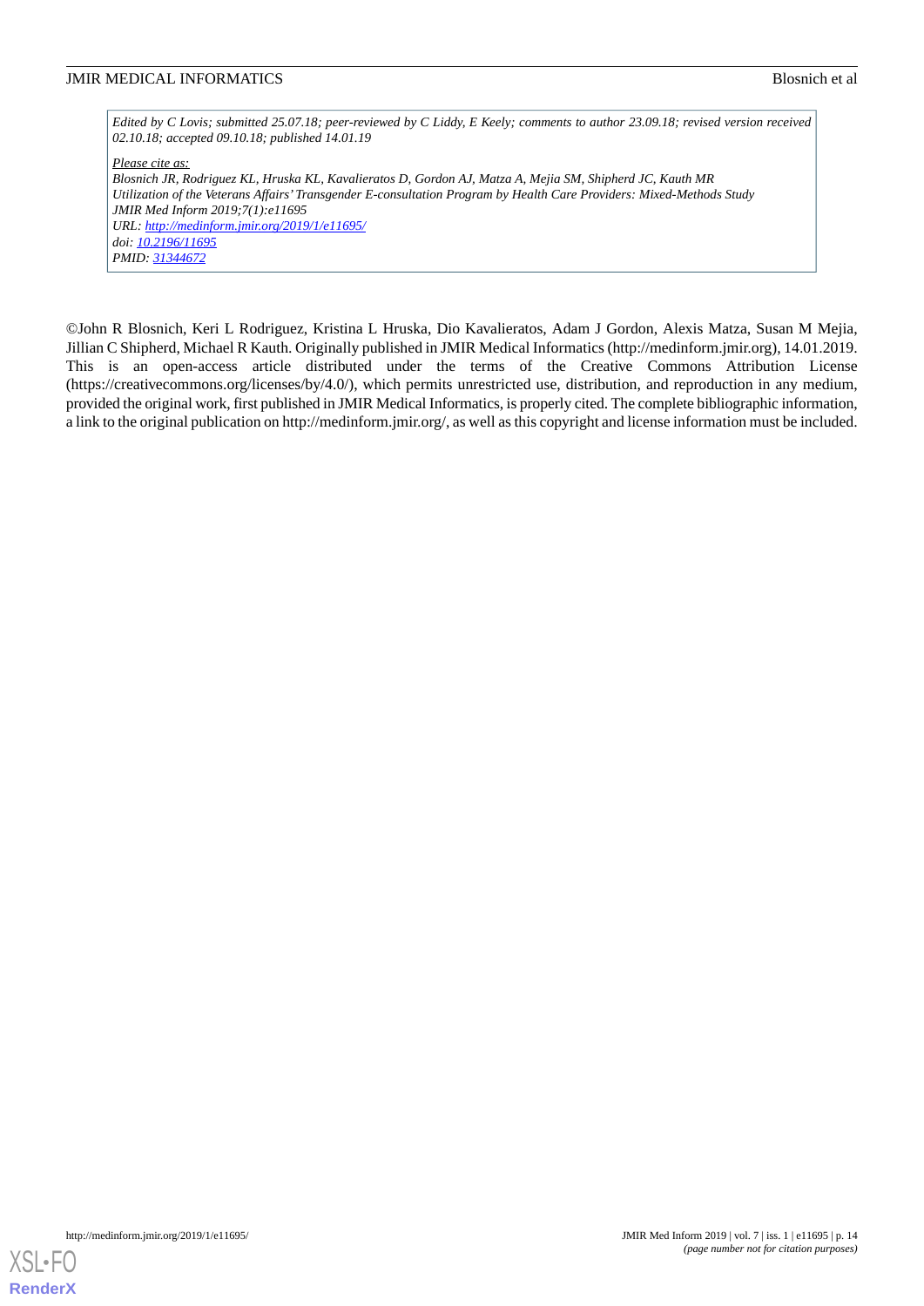*Edited by C Lovis; submitted 25.07.18; peer-reviewed by C Liddy, E Keely; comments to author 23.09.18; revised version received 02.10.18; accepted 09.10.18; published 14.01.19*

*Please cite as:*
*Blosnich JR, Rodriguez KL, Hruska KL, Kavalieratos D, Gordon AJ, Matza A, Mejia SM, Shipherd JC, Kauth MR*
*Utilization of the Veterans Affairs' Transgender E-consultation Program by Health Care Providers: Mixed-Methods Study*
*JMIR Med Inform 2019;7(1):e11695*
*URL: [http://medinform.jmir.org/2019/1/e11695/](http://medinform.jmir.org/2019/1/e11695/)*
*doi: [10.2196/11695](10.2196/11695)*
*PMID: [31344672](31344672)*

©John R Blosnich, Keri L Rodriguez, Kristina L Hruska, Dio Kavalieratos, Adam J Gordon, Alexis Matza, Susan M Mejia, Jillian C Shipherd, Michael R Kauth. Originally published in JMIR Medical Informatics (http://medinform.jmir.org), 14.01.2019. This is an open-access article distributed under the terms of the Creative Commons Attribution License (https://creativecommons.org/licenses/by/4.0/), which permits unrestricted use, distribution, and reproduction in any medium, provided the original work, first published in JMIR Medical Informatics, is properly cited. The complete bibliographic information, a link to the original publication on http://medinform.jmir.org/, as well as this copyright and license information must be included.